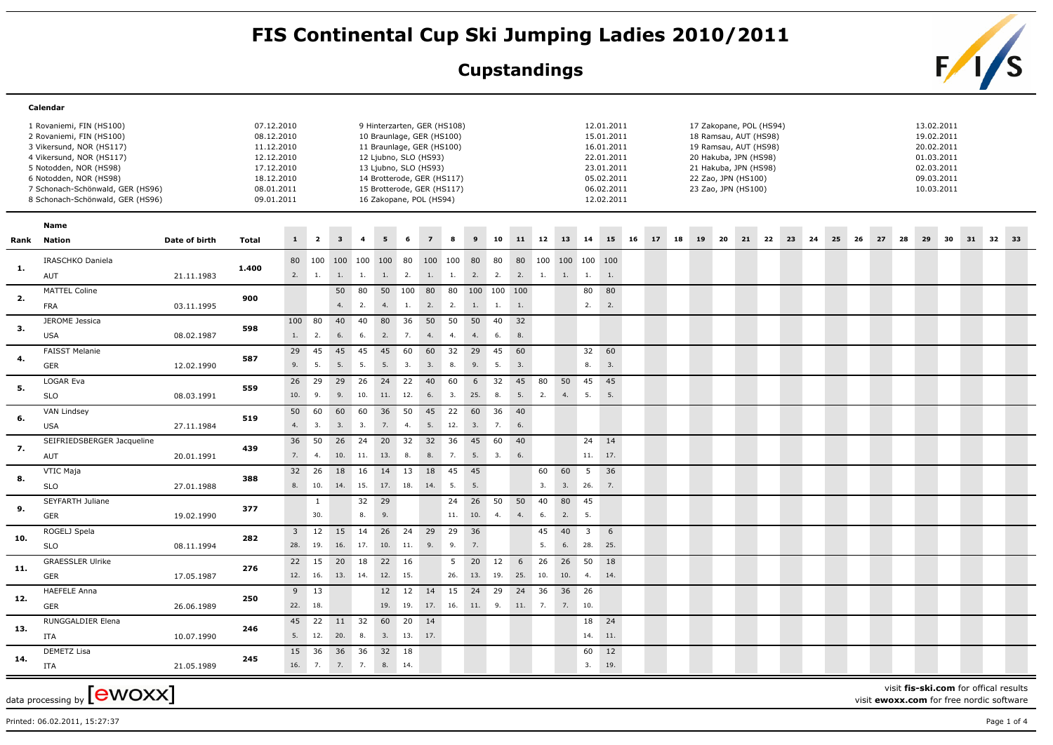# FIS Continental Cup Ski Jumping Ladies 2010/2011

## Cupstandings

**Calendar**

| No. | Venue | Date |
|---|---|---|
| 1 | Rovaniemi, FIN (HS100) | 07.12.2010 |
| 2 | Rovaniemi, FIN (HS100) | 08.12.2010 |
| 3 | Vikersund, NOR (HS117) | 11.12.2010 |
| 4 | Vikersund, NOR (HS117) | 12.12.2010 |
| 5 | Notodden, NOR (HS98) | 17.12.2010 |
| 6 | Notodden, NOR (HS98) | 18.12.2010 |
| 7 | Schonach-Schönwald, GER (HS96) | 08.01.2011 |
| 8 | Schonach-Schönwald, GER (HS96) | 09.01.2011 |
| 9 | Hinterzarten, GER (HS108) | 12.01.2011 |
| 10 | Braunlage, GER (HS100) | 15.01.2011 |
| 11 | Braunlage, GER (HS100) | 16.01.2011 |
| 12 | Ljubno, SLO (HS93) | 22.01.2011 |
| 13 | Ljubno, SLO (HS93) | 23.01.2011 |
| 14 | Brotterode, GER (HS117) | 05.02.2011 |
| 15 | Brotterode, GER (HS117) | 06.02.2011 |
| 16 | Zakopane, POL (HS94) | 12.02.2011 |
| 17 | Zakopane, POL (HS94) | 13.02.2011 |
| 18 | Ramsau, AUT (HS98) | 19.02.2011 |
| 19 | Ramsau, AUT (HS98) | 20.02.2011 |
| 20 | Hakuba, JPN (HS98) | 01.03.2011 |
| 21 | Hakuba, JPN (HS98) | 02.03.2011 |
| 22 | Zao, JPN (HS100) | 09.03.2011 |
| 23 | Zao, JPN (HS100) | 10.03.2011 |

| Rank | Name / Nation | Date of birth | Total | 1 | 2 | 3 | 4 | 5 | 6 | 7 | 8 | 9 | 10 | 11 | 12 | 13 | 14 | 15 | 16 | 17 | 18 | 19 | 20 | 21 | 22 | 23 | 24 | 25 | 26 | 27 | 28 | 29 | 30 | 31 | 32 | 33 |
|---|---|---|---|---|---|---|---|---|---|---|---|---|---|---|---|---|---|---|---|---|---|---|---|---|---|---|---|---|---|---|---|---|---|---|---|---|
| 1. | IRASCHKO Daniela | | 1.400 | 80 | 100 | 100 | 100 | 100 | 80 | 100 | 100 | 80 | 80 | 80 | 100 | 100 | 100 | 100 | | | | | | | | | | | | | | | | | | |
| | AUT | 21.11.1983 | | 2. | 1. | 1. | 1. | 1. | 2. | 1. | 1. | 2. | 2. | 2. | 1. | 1. | 1. | 1. | | | | | | | | | | | | | | | | | | |
| 2. | MATTEL Coline | | 900 | | | 50 | 80 | 50 | 100 | 80 | 80 | 100 | 100 | 100 | | | 80 | 80 | | | | | | | | | | | | | | | | | | |
| | FRA | 03.11.1995 | | | | 4. | 2. | 4. | 1. | 2. | 2. | 1. | 1. | 1. | | | 2. | 2. | | | | | | | | | | | | | | | | | | |
| 3. | JEROME Jessica | | 598 | 100 | 80 | 40 | 40 | 80 | 36 | 50 | 50 | 50 | 40 | 32 | | | | | | | | | | | | | | | | | | | | | | |
| | USA | 08.02.1987 | | 1. | 2. | 6. | 6. | 2. | 7. | 4. | 4. | 4. | 6. | 8. | | | | | | | | | | | | | | | | | | | | | | |
| 4. | FAISST Melanie | | 587 | 29 | 45 | 45 | 45 | 45 | 60 | 60 | 32 | 29 | 45 | 60 | | | 32 | 60 | | | | | | | | | | | | | | | | | | |
| | GER | 12.02.1990 | | 9. | 5. | 5. | 5. | 5. | 3. | 3. | 8. | 9. | 5. | 3. | | | 8. | 3. | | | | | | | | | | | | | | | | | | |
| 5. | LOGAR Eva | | 559 | 26 | 29 | 29 | 26 | 24 | 22 | 40 | 60 | 6 | 32 | 45 | 80 | 50 | 45 | 45 | | | | | | | | | | | | | | | | | | |
| | SLO | 08.03.1991 | | 10. | 9. | 9. | 10. | 11. | 12. | 6. | 3. | 25. | 8. | 5. | 2. | 4. | 5. | 5. | | | | | | | | | | | | | | | | | | |
| 6. | VAN Lindsey | | 519 | 50 | 60 | 60 | 60 | 36 | 50 | 45 | 22 | 60 | 36 | 40 | | | | | | | | | | | | | | | | | | | | | | |
| | USA | 27.11.1984 | | 4. | 3. | 3. | 3. | 7. | 4. | 5. | 12. | 3. | 7. | 6. | | | | | | | | | | | | | | | | | | | | | | |
| 7. | SEIFRIEDSBERGER Jacqueline | | 439 | 36 | 50 | 26 | 24 | 20 | 32 | 32 | 36 | 45 | 60 | 40 | | | 24 | 14 | | | | | | | | | | | | | | | | | | |
| | AUT | 20.01.1991 | | 7. | 4. | 10. | 11. | 13. | 8. | 8. | 7. | 5. | 3. | 6. | | | 11. | 17. | | | | | | | | | | | | | | | | | | |
| 8. | VTIC Maja | | 388 | 32 | 26 | 18 | 16 | 14 | 13 | 18 | 45 | 45 | | | 60 | 60 | 5 | 36 | | | | | | | | | | | | | | | | | | |
| | SLO | 27.01.1988 | | 8. | 10. | 14. | 15. | 17. | 18. | 14. | 5. | 5. | | | 3. | 3. | 26. | 7. | | | | | | | | | | | | | | | | | | |
| 9. | SEYFARTH Juliane | | 377 | | 1 | | 32 | 29 | | | 24 | 26 | 50 | 50 | 40 | 80 | 45 | | | | | | | | | | | | | | | | | | | |
| | GER | 19.02.1990 | | | 30. | | 8. | 9. | | | 11. | 10. | 4. | 4. | 6. | 2. | 5. | | | | | | | | | | | | | | | | | | | |
| 10. | ROGELJ Spela | | 282 | 3 | 12 | 15 | 14 | 26 | 24 | 29 | 29 | 36 | | | 45 | 40 | 3 | 6 | | | | | | | | | | | | | | | | | | |
| | SLO | 08.11.1994 | | 28. | 19. | 16. | 17. | 10. | 11. | 9. | 9. | 7. | | | 5. | 6. | 28. | 25. | | | | | | | | | | | | | | | | | | |
| 11. | GRAESSLER Ulrike | | 276 | 22 | 15 | 20 | 18 | 22 | 16 | | 5 | 20 | 12 | 6 | 26 | 26 | 50 | 18 | | | | | | | | | | | | | | | | | | |
| | GER | 17.05.1987 | | 12. | 16. | 13. | 14. | 12. | 15. | | 26. | 13. | 19. | 25. | 10. | 10. | 4. | 14. | | | | | | | | | | | | | | | | | | |
| 12. | HAEFELE Anna | | 250 | 9 | 13 | | | 12 | 12 | 14 | 15 | 24 | 29 | 24 | 36 | 36 | 26 | | | | | | | | | | | | | | | | | | | |
| | GER | 26.06.1989 | | 22. | 18. | | | 19. | 19. | 17. | 16. | 11. | 9. | 11. | 7. | 7. | 10. | | | | | | | | | | | | | | | | | | | |
| 13. | RUNGGALDIER Elena | | 246 | 45 | 22 | 11 | 32 | 60 | 20 | 14 | | | | | | | 18 | 24 | | | | | | | | | | | | | | | | | | |
| | ITA | 10.07.1990 | | 5. | 12. | 20. | 8. | 3. | 13. | 17. | | | | | | | 14. | 11. | | | | | | | | | | | | | | | | | | |
| 14. | DEMETZ Lisa | | 245 | 15 | 36 | 36 | 36 | 32 | 18 | | | | | | | | 60 | 12 | | | | | | | | | | | | | | | | | | |
| | ITA | 21.05.1989 | | 16. | 7. | 7. | 7. | 8. | 14. | | | | | | | | 3. | 19. | | | | | | | | | | | | | | | | | | |

data processing by [ewoxx]

visit **fis-ski.com** for offical results
visit **ewoxx.com** for free nordic software

Printed: 06.02.2011, 15:27:37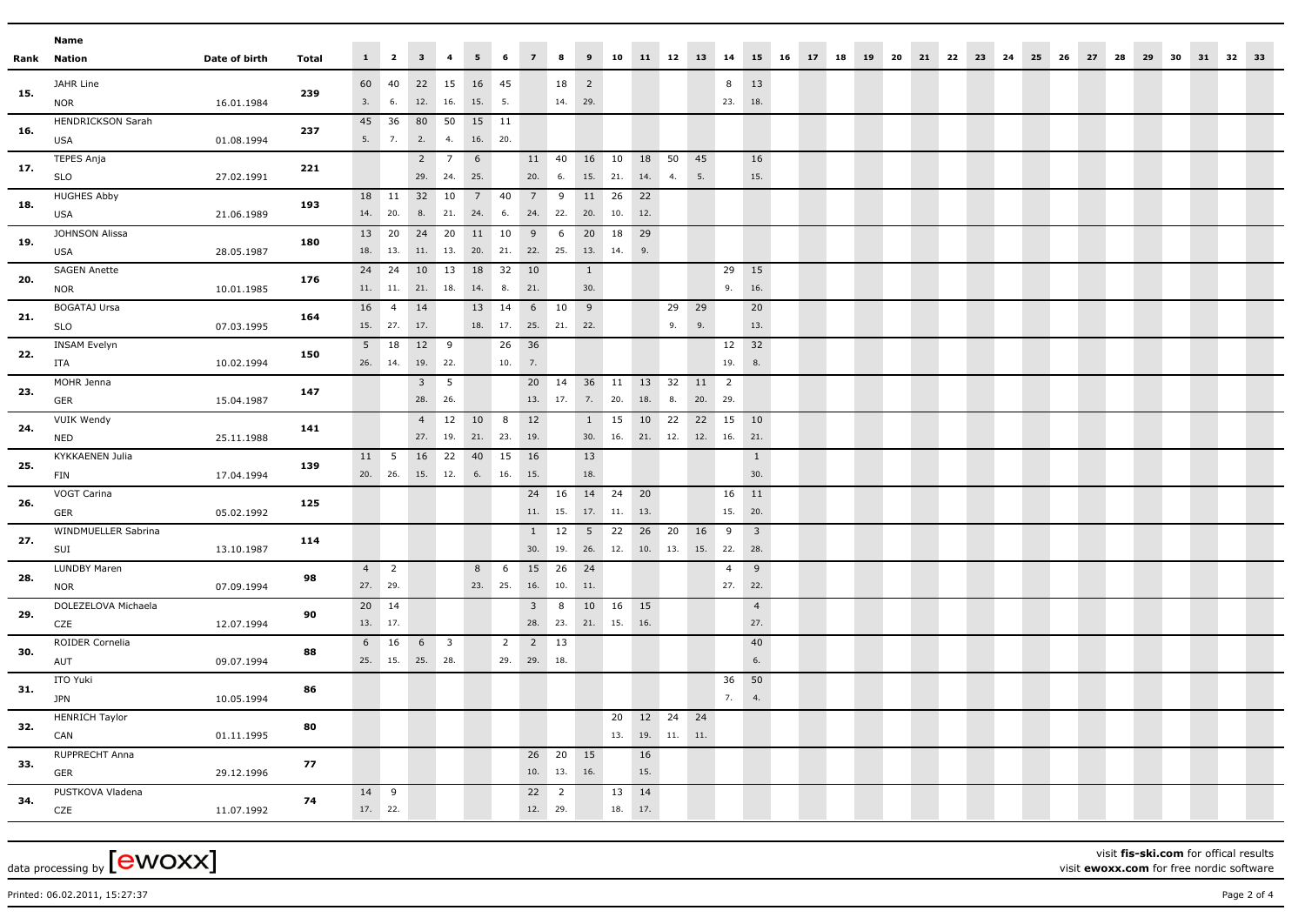| Rank | Name / Nation | Date of birth | Total | 1 | 2 | 3 | 4 | 5 | 6 | 7 | 8 | 9 | 10 | 11 | 12 | 13 | 14 | 15 | 16 | 17 | 18 | 19 | 20 | 21 | 22 | 23 | 24 | 25 | 26 | 27 | 28 | 29 | 30 | 31 | 32 | 33 |
|---|---|---|---|---|---|---|---|---|---|---|---|---|---|---|---|---|---|---|---|---|---|---|---|---|---|---|---|---|---|---|---|---|---|---|---|---|
| 15. | JAHR Line | | 239 | 60 | 40 | 22 | 15 | 16 | 45 | | 18 | 2 | | | | | 8 | 13 | | | | | | | | | | | | | | | | | | |
| | NOR | 16.01.1984 | | 3. | 6. | 12. | 16. | 15. | 5. | | 14. | 29. | | | | | 23. | 18. | | | | | | | | | | | | | | | | | | |
| 16. | HENDRICKSON Sarah | | 237 | 45 | 36 | 80 | 50 | 15 | 11 | | | | | | | | | | | | | | | | | | | | | | | | | | | |
| | USA | 01.08.1994 | | 5. | 7. | 2. | 4. | 16. | 20. | | | | | | | | | | | | | | | | | | | | | | | | | | | |
| 17. | TEPES Anja | | 221 | | | 2 | 7 | 6 | | 11 | 40 | 16 | 10 | 18 | 50 | 45 | | 16 | | | | | | | | | | | | | | | | | | |
| | SLO | 27.02.1991 | | | | 29. | 24. | 25. | | 20. | 6. | 15. | 21. | 14. | 4. | 5. | | 15. | | | | | | | | | | | | | | | | | | |
| 18. | HUGHES Abby | | 193 | 18 | 11 | 32 | 10 | 7 | 40 | 7 | 9 | 11 | 26 | 22 | | | | | | | | | | | | | | | | | | | | | | |
| | USA | 21.06.1989 | | 14. | 20. | 8. | 21. | 24. | 6. | 24. | 22. | 20. | 10. | 12. | | | | | | | | | | | | | | | | | | | | | | |
| 19. | JOHNSON Alissa | | 180 | 13 | 20 | 24 | 20 | 11 | 10 | 9 | 6 | 20 | 18 | 29 | | | | | | | | | | | | | | | | | | | | | | |
| | USA | 28.05.1987 | | 18. | 13. | 11. | 13. | 20. | 21. | 22. | 25. | 13. | 14. | 9. | | | | | | | | | | | | | | | | | | | | | | |
| 20. | SAGEN Anette | | 176 | 24 | 24 | 10 | 13 | 18 | 32 | 10 | | 1 | | | | | 29 | 15 | | | | | | | | | | | | | | | | | | |
| | NOR | 10.01.1985 | | 11. | 11. | 21. | 18. | 14. | 8. | 21. | | 30. | | | | | 9. | 16. | | | | | | | | | | | | | | | | | | |
| 21. | BOGATAJ Ursa | | 164 | 16 | 4 | 14 | | 13 | 14 | 6 | 10 | 9 | | | 29 | 29 | | 20 | | | | | | | | | | | | | | | | | | |
| | SLO | 07.03.1995 | | 15. | 27. | 17. | | 18. | 17. | 25. | 21. | 22. | | | 9. | 9. | | 13. | | | | | | | | | | | | | | | | | | |
| 22. | INSAM Evelyn | | 150 | 5 | 18 | 12 | 9 | | 26 | 36 | | | | | | | 12 | 32 | | | | | | | | | | | | | | | | | | |
| | ITA | 10.02.1994 | | 26. | 14. | 19. | 22. | | 10. | 7. | | | | | | | 19. | 8. | | | | | | | | | | | | | | | | | | |
| 23. | MOHR Jenna | | 147 | | | 3 | 5 | | | 20 | 14 | 36 | 11 | 13 | 32 | 11 | 2 | | | | | | | | | | | | | | | | | | | |
| | GER | 15.04.1987 | | | | 28. | 26. | | | 13. | 17. | 7. | 20. | 18. | 8. | 20. | 29. | | | | | | | | | | | | | | | | | | | |
| 24. | VUIK Wendy | | 141 | | | 4 | 12 | 10 | 8 | 12 | | 1 | 15 | 10 | 22 | 22 | 15 | 10 | | | | | | | | | | | | | | | | | | |
| | NED | 25.11.1988 | | | | 27. | 19. | 21. | 23. | 19. | | 30. | 16. | 21. | 12. | 12. | 16. | 21. | | | | | | | | | | | | | | | | | | |
| 25. | KYKKAENEN Julia | | 139 | 11 | 5 | 16 | 22 | 40 | 15 | 16 | | 13 | | | | | | 1 | | | | | | | | | | | | | | | | | | |
| | FIN | 17.04.1994 | | 20. | 26. | 15. | 12. | 6. | 16. | 15. | | 18. | | | | | | 30. | | | | | | | | | | | | | | | | | | |
| 26. | VOGT Carina | | 125 | | | | | | | 24 | 16 | 14 | 24 | 20 | | | 16 | 11 | | | | | | | | | | | | | | | | | | |
| | GER | 05.02.1992 | | | | | | | | 11. | 15. | 17. | 11. | 13. | | | 15. | 20. | | | | | | | | | | | | | | | | | | |
| 27. | WINDMUELLER Sabrina | | 114 | | | | | | | 1 | 12 | 5 | 22 | 26 | 20 | 16 | 9 | 3 | | | | | | | | | | | | | | | | | | |
| | SUI | 13.10.1987 | | | | | | | | 30. | 19. | 26. | 12. | 10. | 13. | 15. | 22. | 28. | | | | | | | | | | | | | | | | | | |
| 28. | LUNDBY Maren | | 98 | 4 | 2 | | | 8 | 6 | 15 | 26 | 24 | | | | | 4 | 9 | | | | | | | | | | | | | | | | | | |
| | NOR | 07.09.1994 | | 27. | 29. | | | 23. | 25. | 16. | 10. | 11. | | | | | 27. | 22. | | | | | | | | | | | | | | | | | | |
| 29. | DOLEZELOVA Michaela | | 90 | 20 | 14 | | | | | 3 | 8 | 10 | 16 | 15 | | | | 4 | | | | | | | | | | | | | | | | | | |
| | CZE | 12.07.1994 | | 13. | 17. | | | | | 28. | 23. | 21. | 15. | 16. | | | | 27. | | | | | | | | | | | | | | | | | | |
| 30. | ROIDER Cornelia | | 88 | 6 | 16 | 6 | 3 | | 2 | 2 | 13 | | | | | | | 40 | | | | | | | | | | | | | | | | | | |
| | AUT | 09.07.1994 | | 25. | 15. | 25. | 28. | | 29. | 29. | 18. | | | | | | | 6. | | | | | | | | | | | | | | | | | | |
| 31. | ITO Yuki | | 86 | | | | | | | | | | | | | | 36 | 50 | | | | | | | | | | | | | | | | | | |
| | JPN | 10.05.1994 | | | | | | | | | | | | | | | 7. | 4. | | | | | | | | | | | | | | | | | | |
| 32. | HENRICH Taylor | | 80 | | | | | | | | | | 20 | 12 | 24 | 24 | | | | | | | | | | | | | | | | | | | | |
| | CAN | 01.11.1995 | | | | | | | | | | | 13. | 19. | 11. | 11. | | | | | | | | | | | | | | | | | | | | |
| 33. | RUPPRECHT Anna | | 77 | | | | | | | 26 | 20 | 15 | | 16 | | | | | | | | | | | | | | | | | | | | | | |
| | GER | 29.12.1996 | | | | | | | | 10. | 13. | 16. | | 15. | | | | | | | | | | | | | | | | | | | | | | |
| 34. | PUSTKOVA Vladena | | 74 | 14 | 9 | | | | | 22 | 2 | | 13 | 14 | | | | | | | | | | | | | | | | | | | | | | |
| | CZE | 11.07.1992 | | 17. | 22. | | | | | 12. | 29. | | 18. | 17. | | | | | | | | | | | | | | | | | | | | | | |

data processing by [ewoxx]

visit **fis-ski.com** for offical results
visit **ewoxx.com** for free nordic software

Printed: 06.02.2011, 15:27:37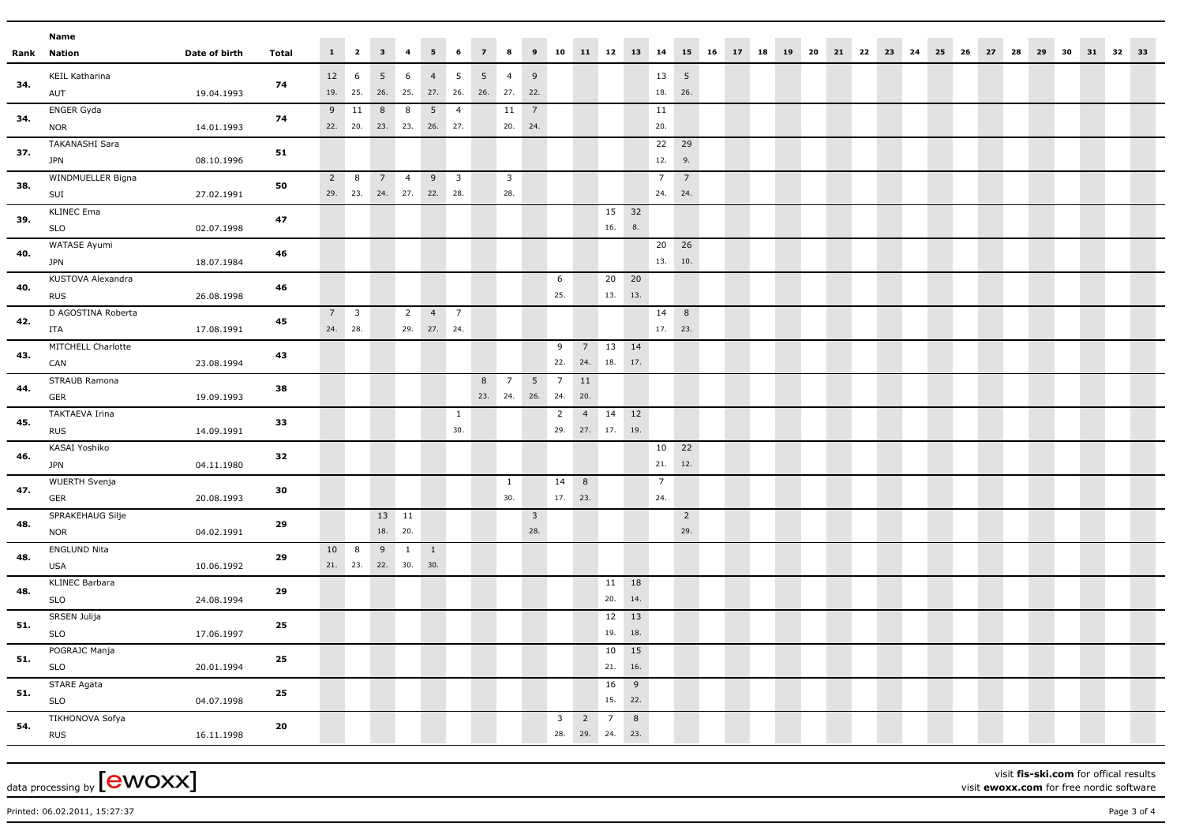| Rank | Name<br>Nation | Date of birth | Total | 1 | 2 | 3 | 4 | 5 | 6 | 7 | 8 | 9 | 10 | 11 | 12 | 13 | 14 | 15 | 16 | 17 | 18 | 19 | 20 | 21 | 22 | 23 | 24 | 25 | 26 | 27 | 28 | 29 | 30 | 31 | 32 | 33 |
|---|---|---|---|---|---|---|---|---|---|---|---|---|---|---|---|---|---|---|---|---|---|---|---|---|---|---|---|---|---|---|---|---|---|---|---|---|
| 34. | KEIL Katharina | | 74 | 12 | 6 | 5 | 6 | 4 | 5 | 5 | 4 | 9 | | | | | 13 | 5 | | | | | | | | | | | | | | | | | | |
| | AUT | 19.04.1993 | | 19. | 25. | 26. | 25. | 27. | 26. | 26. | 27. | 22. | | | | | 18. | 26. | | | | | | | | | | | | | | | | | | |
| 34. | ENGER Gyda | | 74 | 9 | 11 | 8 | 8 | 5 | 4 | | 11 | 7 | | | | | 11 | | | | | | | | | | | | | | | | | | | |
| | NOR | 14.01.1993 | | 22. | 20. | 23. | 23. | 26. | 27. | | 20. | 24. | | | | | 20. | | | | | | | | | | | | | | | | | | | |
| 37. | TAKANASHI Sara | | 51 | | | | | | | | | | | | | | 22 | 29 | | | | | | | | | | | | | | | | | | |
| | JPN | 08.10.1996 | | | | | | | | | | | | | | | 12. | 9. | | | | | | | | | | | | | | | | | | |
| 38. | WINDMUELLER Bigna | | 50 | 2 | 8 | 7 | 4 | 9 | 3 | | 3 | | | | | | 7 | 7 | | | | | | | | | | | | | | | | | | |
| | SUI | 27.02.1991 | | 29. | 23. | 24. | 27. | 22. | 28. | | 28. | | | | | | 24. | 24. | | | | | | | | | | | | | | | | | | |
| 39. | KLINEC Ema | | 47 | | | | | | | | | | | | 15 | 32 | | | | | | | | | | | | | | | | | | | | |
| | SLO | 02.07.1998 | | | | | | | | | | | | | 16. | 8. | | | | | | | | | | | | | | | | | | | | |
| 40. | WATASE Ayumi | | 46 | | | | | | | | | | | | | | 20 | 26 | | | | | | | | | | | | | | | | | | |
| | JPN | 18.07.1984 | | | | | | | | | | | | | | | 13. | 10. | | | | | | | | | | | | | | | | | | |
| 40. | KUSTOVA Alexandra | | 46 | | | | | | | | | | 6 | | 20 | 20 | | | | | | | | | | | | | | | | | | | | |
| | RUS | 26.08.1998 | | | | | | | | | | | 25. | | 13. | 13. | | | | | | | | | | | | | | | | | | | | |
| 42. | D AGOSTINA Roberta | | 45 | 7 | 3 | | 2 | 4 | 7 | | | | | | | | 14 | 8 | | | | | | | | | | | | | | | | | | |
| | ITA | 17.08.1991 | | 24. | 28. | | 29. | 27. | 24. | | | | | | | | 17. | 23. | | | | | | | | | | | | | | | | | | |
| 43. | MITCHELL Charlotte | | 43 | | | | | | | | | | 9 | 7 | 13 | 14 | | | | | | | | | | | | | | | | | | | | |
| | CAN | 23.08.1994 | | | | | | | | | | | 22. | 24. | 18. | 17. | | | | | | | | | | | | | | | | | | | | |
| 44. | STRAUB Ramona | | 38 | | | | | | | 8 | 7 | 5 | 7 | 11 | | | | | | | | | | | | | | | | | | | | | | |
| | GER | 19.09.1993 | | | | | | | | 23. | 24. | 26. | 24. | 20. | | | | | | | | | | | | | | | | | | | | | | |
| 45. | TAKTAEVA Irina | | 33 | | | | | | 1 | | | | 2 | 4 | 14 | 12 | | | | | | | | | | | | | | | | | | | | |
| | RUS | 14.09.1991 | | | | | | | 30. | | | | 29. | 27. | 17. | 19. | | | | | | | | | | | | | | | | | | | | |
| 46. | KASAI Yoshiko | | 32 | | | | | | | | | | | | | | 10 | 22 | | | | | | | | | | | | | | | | | | |
| | JPN | 04.11.1980 | | | | | | | | | | | | | | | 21. | 12. | | | | | | | | | | | | | | | | | | |
| 47. | WUERTH Svenja | | 30 | | | | | | | | 1 | | 14 | 8 | | | 7 | | | | | | | | | | | | | | | | | | | |
| | GER | 20.08.1993 | | | | | | | | | 30. | | 17. | 23. | | | 24. | | | | | | | | | | | | | | | | | | | |
| 48. | SPRAKEHAUG Silje | | 29 | | | 13 | 11 | | | | | 3 | | | | | | 2 | | | | | | | | | | | | | | | | | | |
| | NOR | 04.02.1991 | | | | 18. | 20. | | | | | 28. | | | | | | 29. | | | | | | | | | | | | | | | | | | |
| 48. | ENGLUND Nita | | 29 | 10 | 8 | 9 | 1 | 1 | | | | | | | | | | | | | | | | | | | | | | | | | | | | |
| | USA | 10.06.1992 | | 21. | 23. | 22. | 30. | 30. | | | | | | | | | | | | | | | | | | | | | | | | | | | | |
| 48. | KLINEC Barbara | | 29 | | | | | | | | | | | | 11 | 18 | | | | | | | | | | | | | | | | | | | | |
| | SLO | 24.08.1994 | | | | | | | | | | | | | 20. | 14. | | | | | | | | | | | | | | | | | | | | |
| 51. | SRSEN Julija | | 25 | | | | | | | | | | | | 12 | 13 | | | | | | | | | | | | | | | | | | | | |
| | SLO | 17.06.1997 | | | | | | | | | | | | | 19. | 18. | | | | | | | | | | | | | | | | | | | | |
| 51. | POGRAJC Manja | | 25 | | | | | | | | | | | | 10 | 15 | | | | | | | | | | | | | | | | | | | | |
| | SLO | 20.01.1994 | | | | | | | | | | | | | 21. | 16. | | | | | | | | | | | | | | | | | | | | |
| 51. | STARE Agata | | 25 | | | | | | | | | | | | 16 | 9 | | | | | | | | | | | | | | | | | | | | |
| | SLO | 04.07.1998 | | | | | | | | | | | | | 15. | 22. | | | | | | | | | | | | | | | | | | | | |
| 54. | TIKHONOVA Sofya | | 20 | | | | | | | | | | 3 | 2 | 7 | 8 | | | | | | | | | | | | | | | | | | | | |
| | RUS | 16.11.1998 | | | | | | | | | | | 28. | 29. | 24. | 23. | | | | | | | | | | | | | | | | | | | | |

data processing by [ewoxx]

visit **fis-ski.com** for offical results
visit **ewoxx.com** for free nordic software

Printed: 06.02.2011, 15:27:37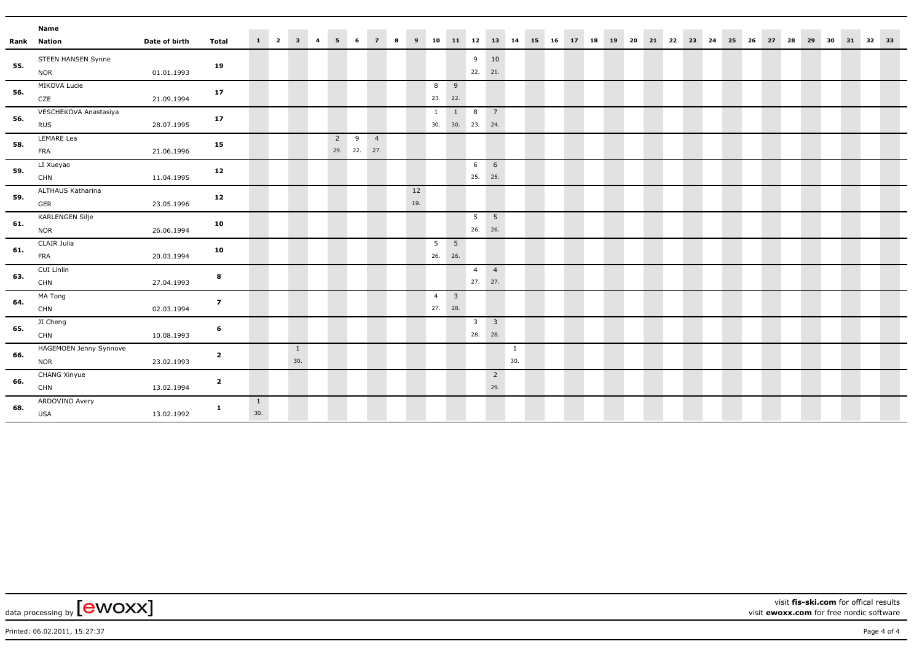| Rank | Name / Nation | Date of birth | Total | 1 | 2 | 3 | 4 | 5 | 6 | 7 | 8 | 9 | 10 | 11 | 12 | 13 | 14 | 15 | 16 | 17 | 18 | 19 | 20 | 21 | 22 | 23 | 24 | 25 | 26 | 27 | 28 | 29 | 30 | 31 | 32 | 33 |
|---|---|---|---|---|---|---|---|---|---|---|---|---|---|---|---|---|---|---|---|---|---|---|---|---|---|---|---|---|---|---|---|---|---|---|---|---|
| 55. | STEEN HANSEN Synne | | 19 | | | | | | | | | | | | 9 | 10 | | | | | | | | | | | | | | | | | | | | |
| | NOR | 01.01.1993 | | | | | | | | | | | | | 22. | 21. | | | | | | | | | | | | | | | | | | | | |
| 56. | MIKOVA Lucie | | 17 | | | | | | | | | | 8 | 9 | | | | | | | | | | | | | | | | | | | | | | |
| | CZE | 21.09.1994 | | | | | | | | | | | 23. | 22. | | | | | | | | | | | | | | | | | | | | | | |
| 56. | VESCHEKOVA Anastasiya | | 17 | | | | | | | | | | 1 | 1 | 8 | 7 | | | | | | | | | | | | | | | | | | | | |
| | RUS | 28.07.1995 | | | | | | | | | | | 30. | 30. | 23. | 24. | | | | | | | | | | | | | | | | | | | | |
| 58. | LEMARE Lea | | 15 | | | | | 2 | 9 | 4 | | | | | | | | | | | | | | | | | | | | | | | | | | |
| | FRA | 21.06.1996 | | | | | | 29. | 22. | 27. | | | | | | | | | | | | | | | | | | | | | | | | | | |
| 59. | LI Xueyao | | 12 | | | | | | | | | | | | 6 | 6 | | | | | | | | | | | | | | | | | | | | |
| | CHN | 11.04.1995 | | | | | | | | | | | | | 25. | 25. | | | | | | | | | | | | | | | | | | | | |
| 59. | ALTHAUS Katharina | | 12 | | | | | | | | | 12 | | | | | | | | | | | | | | | | | | | | | | | | |
| | GER | 23.05.1996 | | | | | | | | | | 19. | | | | | | | | | | | | | | | | | | | | | | | | |
| 61. | KARLENGEN Silje | | 10 | | | | | | | | | | | | 5 | 5 | | | | | | | | | | | | | | | | | | | | |
| | NOR | 26.06.1994 | | | | | | | | | | | | | 26. | 26. | | | | | | | | | | | | | | | | | | | | |
| 61. | CLAIR Julia | | 10 | | | | | | | | | | 5 | 5 | | | | | | | | | | | | | | | | | | | | | | |
| | FRA | 20.03.1994 | | | | | | | | | | | 26. | 26. | | | | | | | | | | | | | | | | | | | | | | |
| 63. | CUI Linlin | | 8 | | | | | | | | | | | | 4 | 4 | | | | | | | | | | | | | | | | | | | | |
| | CHN | 27.04.1993 | | | | | | | | | | | | | 27. | 27. | | | | | | | | | | | | | | | | | | | | |
| 64. | MA Tong | | 7 | | | | | | | | | | 4 | 3 | | | | | | | | | | | | | | | | | | | | | | |
| | CHN | 02.03.1994 | | | | | | | | | | | 27. | 28. | | | | | | | | | | | | | | | | | | | | | | |
| 65. | JI Cheng | | 6 | | | | | | | | | | | | 3 | 3 | | | | | | | | | | | | | | | | | | | | |
| | CHN | 10.08.1993 | | | | | | | | | | | | | 28. | 28. | | | | | | | | | | | | | | | | | | | | |
| 66. | HAGEMOEN Jenny Synnove | | 2 | | | 1 | | | | | | | | | | | 1 | | | | | | | | | | | | | | | | | | | |
| | NOR | 23.02.1993 | | | | 30. | | | | | | | | | | | 30. | | | | | | | | | | | | | | | | | | | |
| 66. | CHANG Xinyue | | 2 | | | | | | | | | | | | | 2 | | | | | | | | | | | | | | | | | | | | |
| | CHN | 13.02.1994 | | | | | | | | | | | | | | 29. | | | | | | | | | | | | | | | | | | | | |
| 68. | ARDOVINO Avery | | 1 | 1 | | | | | | | | | | | | | | | | | | | | | | | | | | | | | | | | |
| | USA | 13.02.1992 | | 30. | | | | | | | | | | | | | | | | | | | | | | | | | | | | | | | | |

data processing by [ewoxx]

visit **fis-ski.com** for offical results
visit **ewoxx.com** for free nordic software

Printed: 06.02.2011, 15:27:37